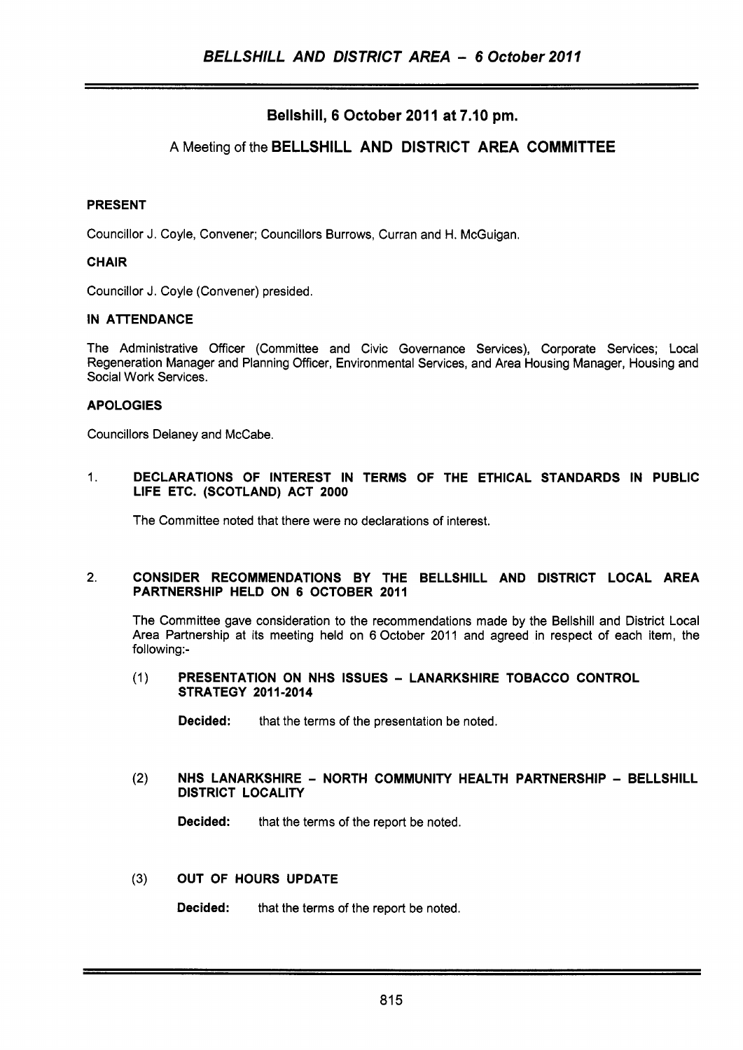## Bellshill, 6 October 2011 at 7.10 pm.

### A Meeting of the BELLSHILL AND DISTRICT AREA COMMITTEE

**PRESENT**

Councillor J. Coyle, Convener; Councillors Burrows, Curran and H. McGuigan.

**CHAIR**

Councillor J. Coyle (Convener) presided.

**IN ATTENDANCE**

The Administrative Officer (Committee and Civic Governance Services), Corporate Services; Local Regeneration Manager and Planning Officer, Environmental Services, and Area Housing Manager, Housing and Social Work Services.

**APOLOGIES**

Councillors Delaney and McCabe.

1. **DECLARATIONS OF INTEREST IN TERMS OF THE ETHICAL STANDARDS IN PUBLIC LIFE ETC. (SCOTLAND) ACT 2000**

   The Committee noted that there were no declarations of interest.

2. **CONSIDER RECOMMENDATIONS BY THE BELLSHILL AND DISTRICT LOCAL AREA PARTNERSHIP HELD ON 6 OCTOBER 2011**

   The Committee gave consideration to the recommendations made by the Bellshill and District Local Area Partnership at its meeting held on 6 October 2011 and agreed in respect of each item, the following:-

   (1) **PRESENTATION ON NHS ISSUES – LANARKSHIRE TOBACCO CONTROL STRATEGY 2011-2014**

   **Decided:** that the terms of the presentation be noted.

   (2) **NHS LANARKSHIRE – NORTH COMMUNITY HEALTH PARTNERSHIP – BELLSHILL DISTRICT LOCALITY**

   **Decided:** that the terms of the report be noted.

   (3) **OUT OF HOURS UPDATE**

   **Decided:** that the terms of the report be noted.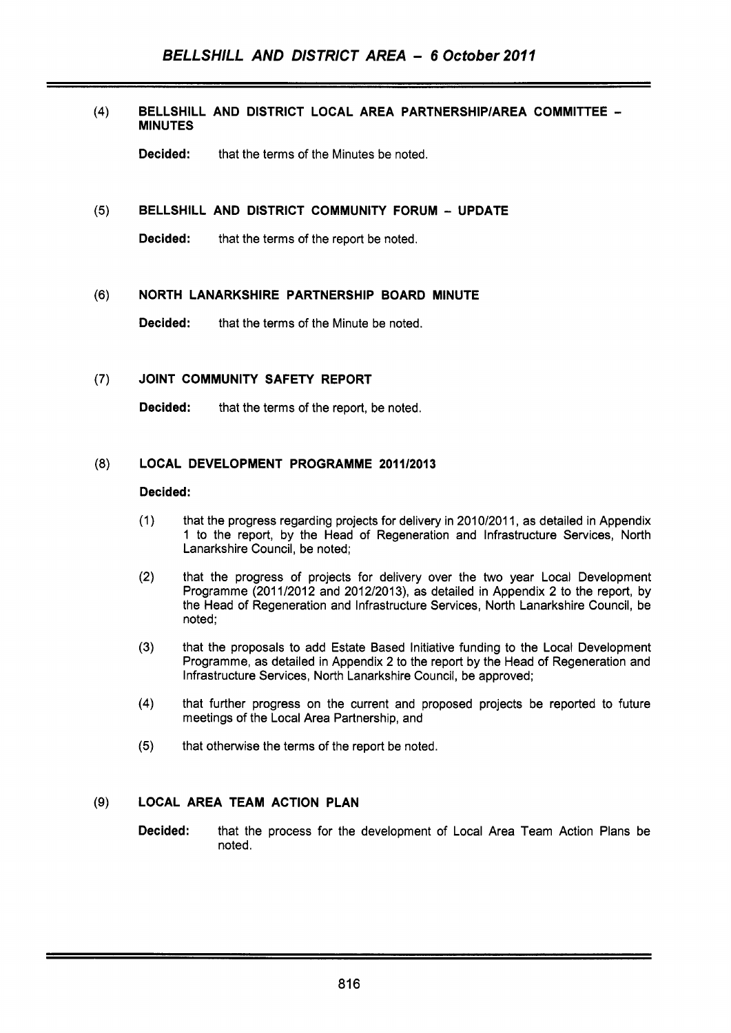(4) **BELLSHILL AND DISTRICT LOCAL AREA PARTNERSHIP/AREA COMMITTEE – MINUTES**

**Decided:** that the terms of the Minutes be noted.

(5) **BELLSHILL AND DISTRICT COMMUNITY FORUM – UPDATE**

**Decided:** that the terms of the report be noted.

(6) **NORTH LANARKSHIRE PARTNERSHIP BOARD MINUTE**

**Decided:** that the terms of the Minute be noted.

(7) **JOINT COMMUNITY SAFETY REPORT**

**Decided:** that the terms of the report, be noted.

(8) **LOCAL DEVELOPMENT PROGRAMME 2011/2013**

**Decided:**

(1) that the progress regarding projects for delivery in 2010/2011, as detailed in Appendix 1 to the report, by the Head of Regeneration and Infrastructure Services, North Lanarkshire Council, be noted;

(2) that the progress of projects for delivery over the two year Local Development Programme (2011/2012 and 2012/2013), as detailed in Appendix 2 to the report, by the Head of Regeneration and Infrastructure Services, North Lanarkshire Council, be noted;

(3) that the proposals to add Estate Based Initiative funding to the Local Development Programme, as detailed in Appendix 2 to the report by the Head of Regeneration and Infrastructure Services, North Lanarkshire Council, be approved;

(4) that further progress on the current and proposed projects be reported to future meetings of the Local Area Partnership, and

(5) that otherwise the terms of the report be noted.

(9) **LOCAL AREA TEAM ACTION PLAN**

**Decided:** that the process for the development of Local Area Team Action Plans be noted.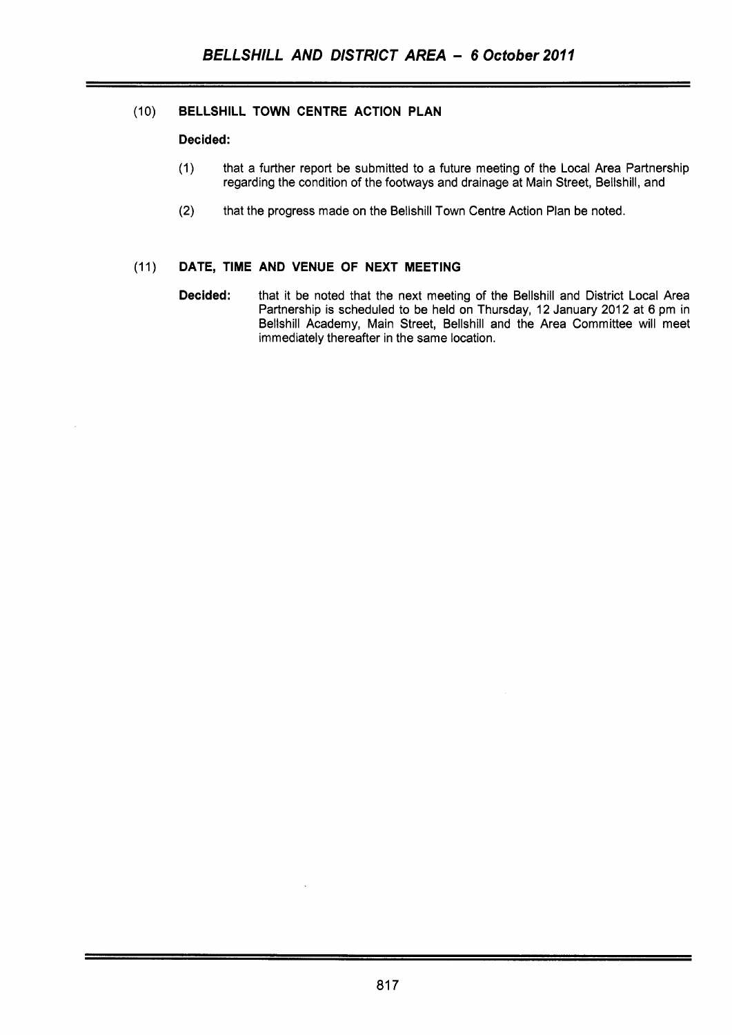## (10) BELLSHILL TOWN CENTRE ACTION PLAN

**Decided:**

(1) that a further report be submitted to a future meeting of the Local Area Partnership regarding the condition of the footways and drainage at Main Street, Bellshill, and

(2) that the progress made on the Bellshill Town Centre Action Plan be noted.

## (11) DATE, TIME AND VENUE OF NEXT MEETING

**Decided:** that it be noted that the next meeting of the Bellshill and District Local Area Partnership is scheduled to be held on Thursday, 12 January 2012 at 6 pm in Bellshill Academy, Main Street, Bellshill and the Area Committee will meet immediately thereafter in the same location.